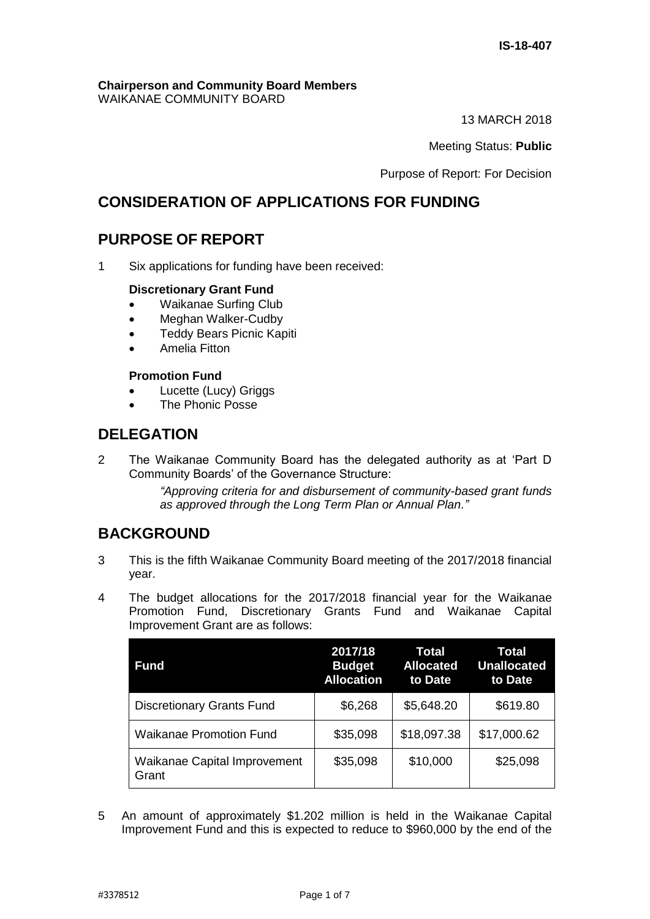IS-18-407

**Chairperson and Community Board Members**
WAIKANAE COMMUNITY BOARD

13 MARCH 2018

Meeting Status: **Public**

Purpose of Report: For Decision

## CONSIDERATION OF APPLICATIONS FOR FUNDING

## PURPOSE OF REPORT

1 Six applications for funding have been received:

**Discretionary Grant Fund**

- Waikanae Surfing Club
- Meghan Walker-Cudby
- Teddy Bears Picnic Kapiti
- Amelia Fitton

**Promotion Fund**

- Lucette (Lucy) Griggs
- The Phonic Posse

## DELEGATION

2 The Waikanae Community Board has the delegated authority as at 'Part D Community Boards' of the Governance Structure:

> *"Approving criteria for and disbursement of community-based grant funds as approved through the Long Term Plan or Annual Plan."*

## BACKGROUND

3 This is the fifth Waikanae Community Board meeting of the 2017/2018 financial year.

4 The budget allocations for the 2017/2018 financial year for the Waikanae Promotion Fund, Discretionary Grants Fund and Waikanae Capital Improvement Grant are as follows:

| Fund | 2017/18 Budget Allocation | Total Allocated to Date | Total Unallocated to Date |
|---|---|---|---|
| Discretionary Grants Fund | $6,268 | $5,648.20 | $619.80 |
| Waikanae Promotion Fund | $35,098 | $18,097.38 | $17,000.62 |
| Waikanae Capital Improvement Grant | $35,098 | $10,000 | $25,098 |

5 An amount of approximately $1.202 million is held in the Waikanae Capital Improvement Fund and this is expected to reduce to $960,000 by the end of the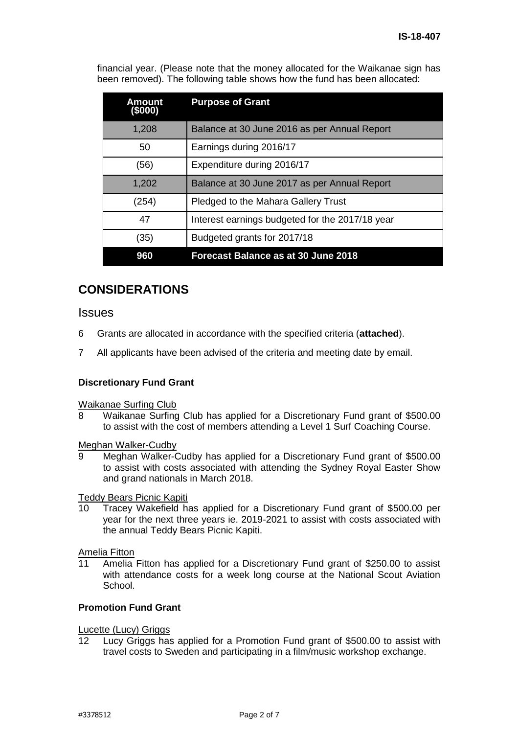financial year. (Please note that the money allocated for the Waikanae sign has been removed). The following table shows how the fund has been allocated:

| Amount ($000) | Purpose of Grant |
|---|---|
| 1,208 | Balance at 30 June 2016 as per Annual Report |
| 50 | Earnings during 2016/17 |
| (56) | Expenditure during 2016/17 |
| 1,202 | Balance at 30 June 2017 as per Annual Report |
| (254) | Pledged to the Mahara Gallery Trust |
| 47 | Interest earnings budgeted for the 2017/18 year |
| (35) | Budgeted grants for 2017/18 |
| **960** | **Forecast Balance as at 30 June 2018** |

# CONSIDERATIONS

## Issues

6 Grants are allocated in accordance with the specified criteria (**attached**).

7 All applicants have been advised of the criteria and meeting date by email.

### Discretionary Fund Grant

Waikanae Surfing Club

8 Waikanae Surfing Club has applied for a Discretionary Fund grant of $500.00 to assist with the cost of members attending a Level 1 Surf Coaching Course.

Meghan Walker-Cudby

9 Meghan Walker-Cudby has applied for a Discretionary Fund grant of $500.00 to assist with costs associated with attending the Sydney Royal Easter Show and grand nationals in March 2018.

Teddy Bears Picnic Kapiti

10 Tracey Wakefield has applied for a Discretionary Fund grant of $500.00 per year for the next three years ie. 2019-2021 to assist with costs associated with the annual Teddy Bears Picnic Kapiti.

Amelia Fitton

11 Amelia Fitton has applied for a Discretionary Fund grant of $250.00 to assist with attendance costs for a week long course at the National Scout Aviation School.

### Promotion Fund Grant

Lucette (Lucy) Griggs

12 Lucy Griggs has applied for a Promotion Fund grant of $500.00 to assist with travel costs to Sweden and participating in a film/music workshop exchange.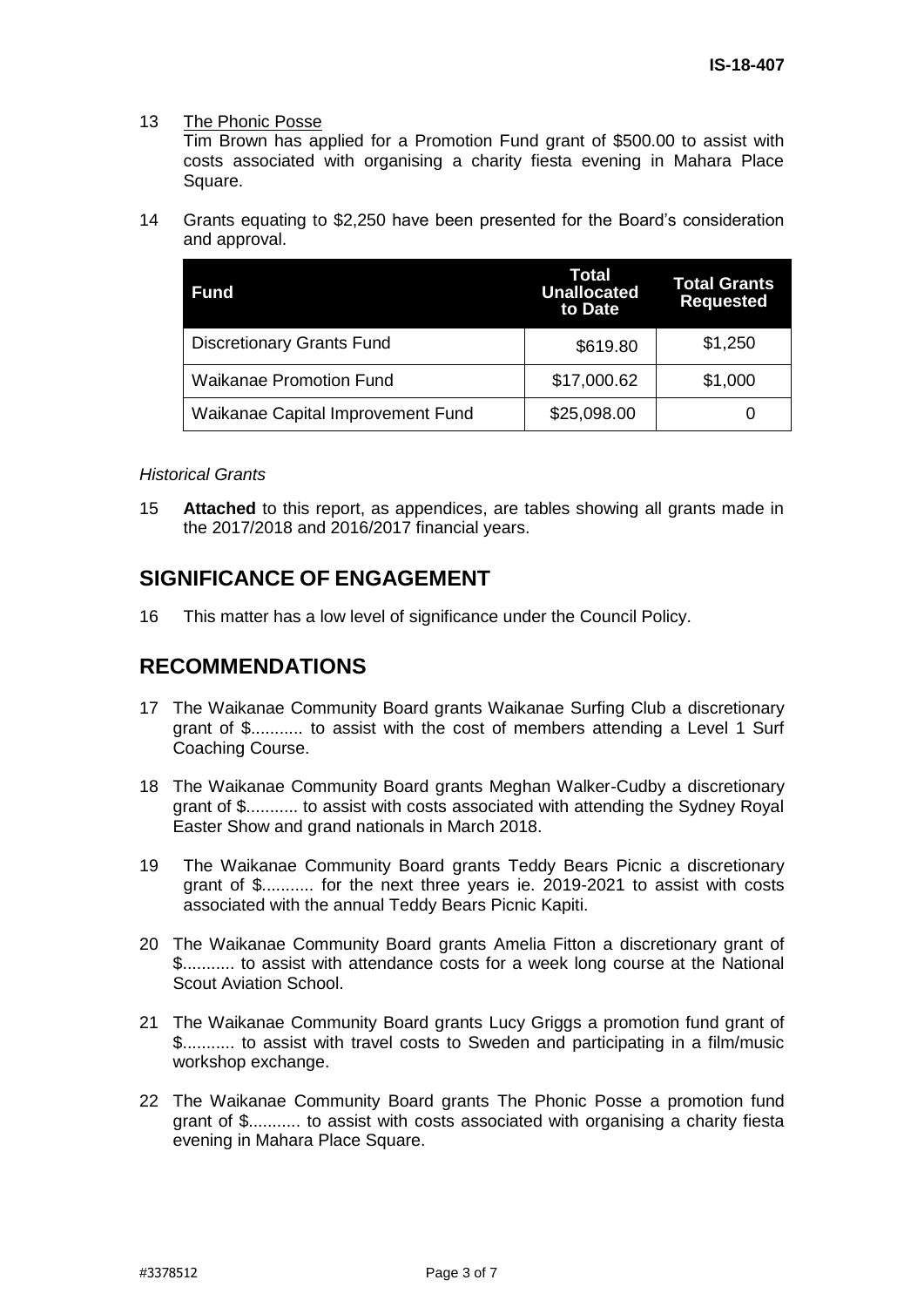13 The Phonic Posse
Tim Brown has applied for a Promotion Fund grant of $500.00 to assist with costs associated with organising a charity fiesta evening in Mahara Place Square.

14 Grants equating to $2,250 have been presented for the Board's consideration and approval.

| Fund | Total Unallocated to Date | Total Grants Requested |
|---|---|---|
| Discretionary Grants Fund | $619.80 | $1,250 |
| Waikanae Promotion Fund | $17,000.62 | $1,000 |
| Waikanae Capital Improvement Fund | $25,098.00 | 0 |

*Historical Grants*

15 **Attached** to this report, as appendices, are tables showing all grants made in the 2017/2018 and 2016/2017 financial years.

## SIGNIFICANCE OF ENGAGEMENT

16 This matter has a low level of significance under the Council Policy.

## RECOMMENDATIONS

17 The Waikanae Community Board grants Waikanae Surfing Club a discretionary grant of $........... to assist with the cost of members attending a Level 1 Surf Coaching Course.

18 The Waikanae Community Board grants Meghan Walker-Cudby a discretionary grant of $........... to assist with costs associated with attending the Sydney Royal Easter Show and grand nationals in March 2018.

19 The Waikanae Community Board grants Teddy Bears Picnic a discretionary grant of $........... for the next three years ie. 2019-2021 to assist with costs associated with the annual Teddy Bears Picnic Kapiti.

20 The Waikanae Community Board grants Amelia Fitton a discretionary grant of $........... to assist with attendance costs for a week long course at the National Scout Aviation School.

21 The Waikanae Community Board grants Lucy Griggs a promotion fund grant of $........... to assist with travel costs to Sweden and participating in a film/music workshop exchange.

22 The Waikanae Community Board grants The Phonic Posse a promotion fund grant of $........... to assist with costs associated with organising a charity fiesta evening in Mahara Place Square.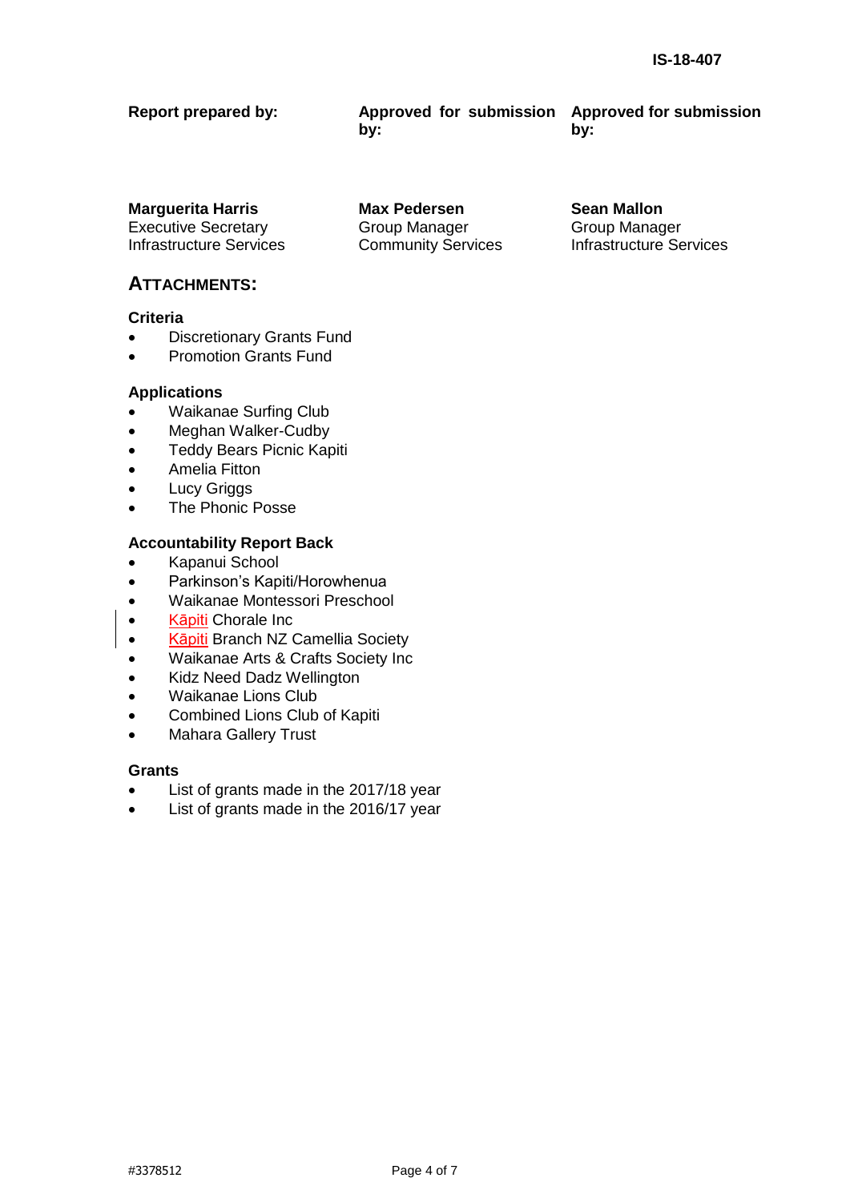**Report prepared by:**

**Marguerita Harris**
Executive Secretary
Infrastructure Services

**Approved for submission by:**

**Max Pedersen**
Group Manager
Community Services

**Approved for submission by:**

**Sean Mallon**
Group Manager
Infrastructure Services

## ATTACHMENTS:

### Criteria

- Discretionary Grants Fund
- Promotion Grants Fund

### Applications

- Waikanae Surfing Club
- Meghan Walker-Cudby
- Teddy Bears Picnic Kapiti
- Amelia Fitton
- Lucy Griggs
- The Phonic Posse

### Accountability Report Back

- Kapanui School
- Parkinson's Kapiti/Horowhenua
- Waikanae Montessori Preschool
- Kāpiti Chorale Inc
- Kāpiti Branch NZ Camellia Society
- Waikanae Arts & Crafts Society Inc
- Kidz Need Dadz Wellington
- Waikanae Lions Club
- Combined Lions Club of Kapiti
- Mahara Gallery Trust

### Grants

- List of grants made in the 2017/18 year
- List of grants made in the 2016/17 year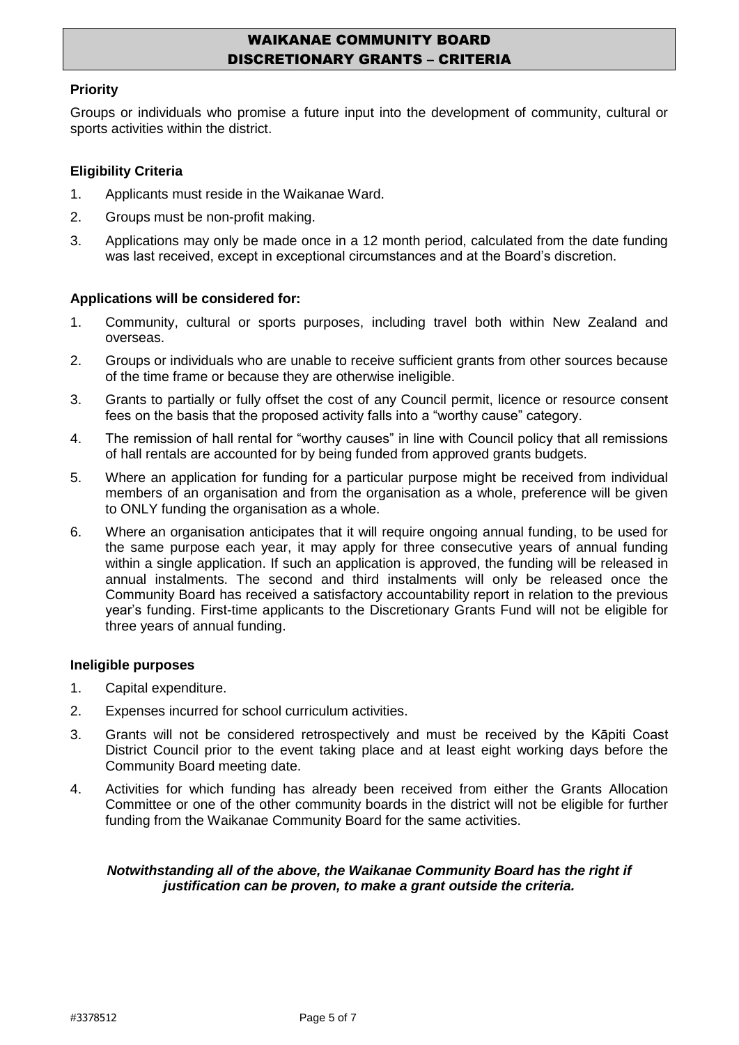# WAIKANAE COMMUNITY BOARD
# DISCRETIONARY GRANTS – CRITERIA

**Priority**

Groups or individuals who promise a future input into the development of community, cultural or sports activities within the district.

**Eligibility Criteria**

1. Applicants must reside in the Waikanae Ward.
2. Groups must be non-profit making.
3. Applications may only be made once in a 12 month period, calculated from the date funding was last received, except in exceptional circumstances and at the Board's discretion.

**Applications will be considered for:**

1. Community, cultural or sports purposes, including travel both within New Zealand and overseas.
2. Groups or individuals who are unable to receive sufficient grants from other sources because of the time frame or because they are otherwise ineligible.
3. Grants to partially or fully offset the cost of any Council permit, licence or resource consent fees on the basis that the proposed activity falls into a "worthy cause" category.
4. The remission of hall rental for "worthy causes" in line with Council policy that all remissions of hall rentals are accounted for by being funded from approved grants budgets.
5. Where an application for funding for a particular purpose might be received from individual members of an organisation and from the organisation as a whole, preference will be given to ONLY funding the organisation as a whole.
6. Where an organisation anticipates that it will require ongoing annual funding, to be used for the same purpose each year, it may apply for three consecutive years of annual funding within a single application. If such an application is approved, the funding will be released in annual instalments. The second and third instalments will only be released once the Community Board has received a satisfactory accountability report in relation to the previous year's funding. First-time applicants to the Discretionary Grants Fund will not be eligible for three years of annual funding.

**Ineligible purposes**

1. Capital expenditure.
2. Expenses incurred for school curriculum activities.
3. Grants will not be considered retrospectively and must be received by the Kāpiti Coast District Council prior to the event taking place and at least eight working days before the Community Board meeting date.
4. Activities for which funding has already been received from either the Grants Allocation Committee or one of the other community boards in the district will not be eligible for further funding from the Waikanae Community Board for the same activities.

***Notwithstanding all of the above, the Waikanae Community Board has the right if justification can be proven, to make a grant outside the criteria.***

#3378512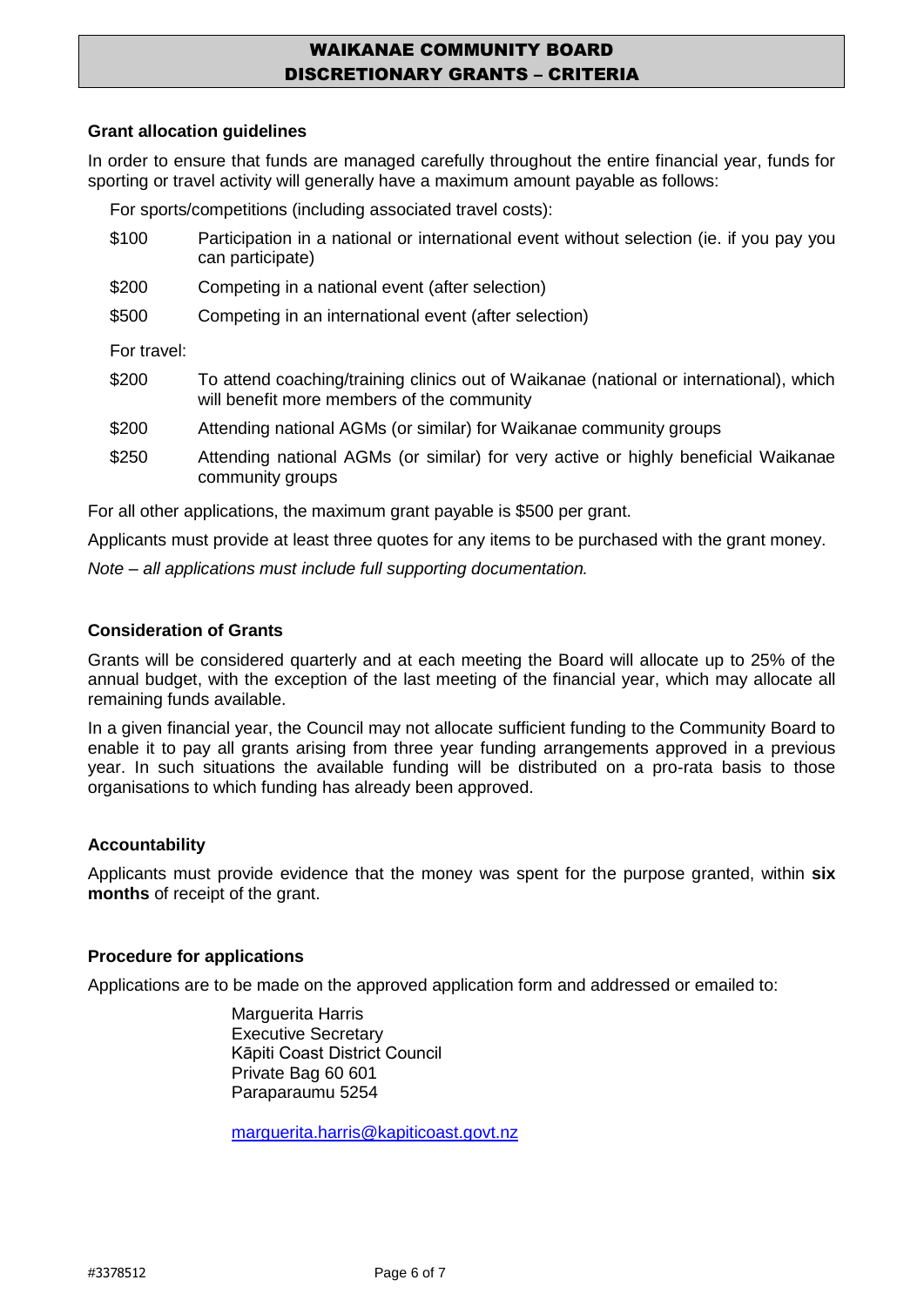# WAIKANAE COMMUNITY BOARD DISCRETIONARY GRANTS – CRITERIA

### Grant allocation guidelines

In order to ensure that funds are managed carefully throughout the entire financial year, funds for sporting or travel activity will generally have a maximum amount payable as follows:

For sports/competitions (including associated travel costs):

| | |
|---|---|
| \$100 | Participation in a national or international event without selection (ie. if you pay you can participate) |
| \$200 | Competing in a national event (after selection) |
| \$500 | Competing in an international event (after selection) |

For travel:

| | |
|---|---|
| \$200 | To attend coaching/training clinics out of Waikanae (national or international), which will benefit more members of the community |
| \$200 | Attending national AGMs (or similar) for Waikanae community groups |
| \$250 | Attending national AGMs (or similar) for very active or highly beneficial Waikanae community groups |

For all other applications, the maximum grant payable is \$500 per grant.

Applicants must provide at least three quotes for any items to be purchased with the grant money.

*Note – all applications must include full supporting documentation.*

### Consideration of Grants

Grants will be considered quarterly and at each meeting the Board will allocate up to 25% of the annual budget, with the exception of the last meeting of the financial year, which may allocate all remaining funds available.

In a given financial year, the Council may not allocate sufficient funding to the Community Board to enable it to pay all grants arising from three year funding arrangements approved in a previous year. In such situations the available funding will be distributed on a pro-rata basis to those organisations to which funding has already been approved.

### Accountability

Applicants must provide evidence that the money was spent for the purpose granted, within **six months** of receipt of the grant.

### Procedure for applications

Applications are to be made on the approved application form and addressed or emailed to:

Marguerita Harris
Executive Secretary
Kāpiti Coast District Council
Private Bag 60 601
Paraparaumu 5254

marguerita.harris@kapiticoast.govt.nz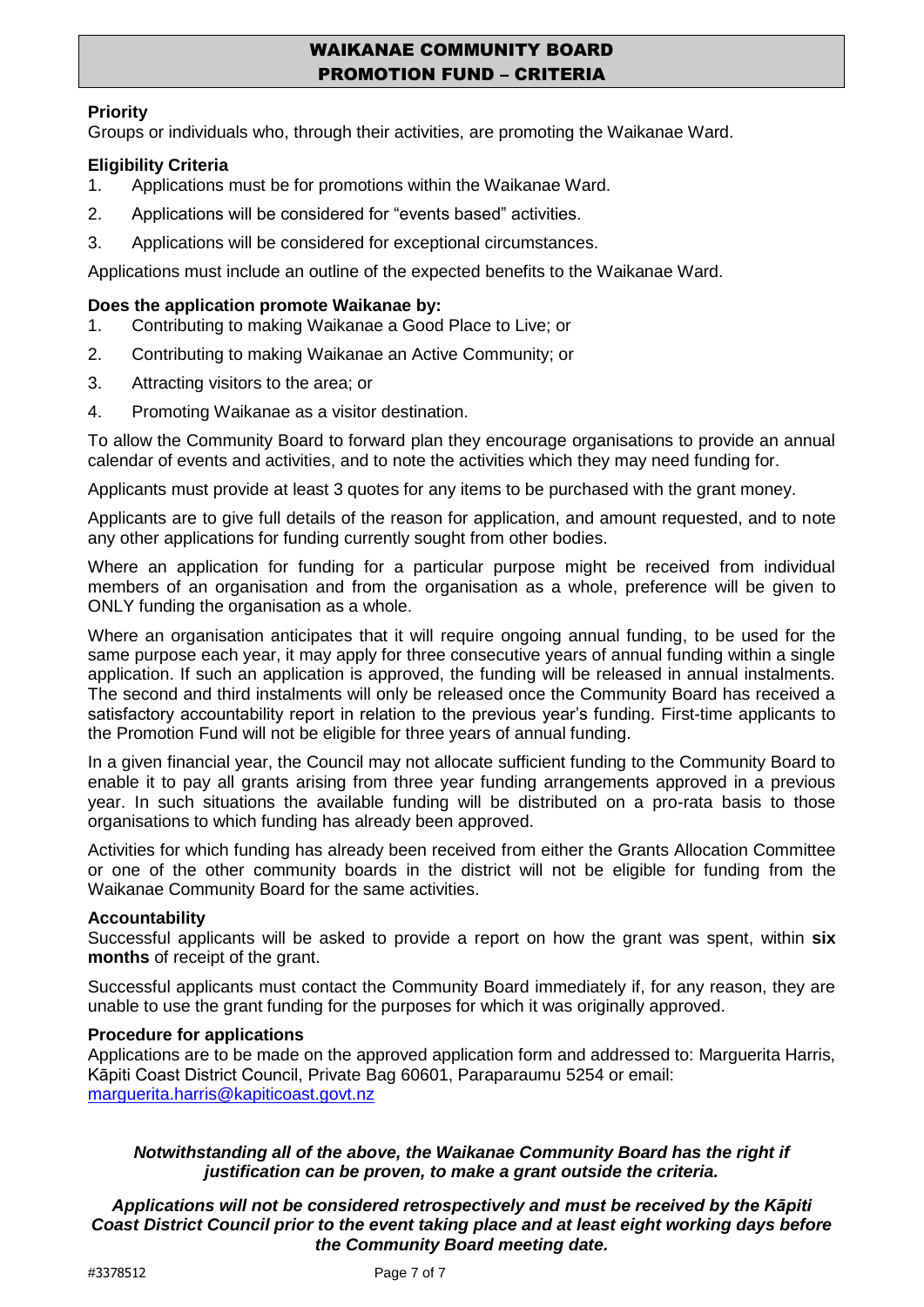# WAIKANAE COMMUNITY BOARD
# PROMOTION FUND – CRITERIA

**Priority**

Groups or individuals who, through their activities, are promoting the Waikanae Ward.

**Eligibility Criteria**

1. Applications must be for promotions within the Waikanae Ward.
2. Applications will be considered for "events based" activities.
3. Applications will be considered for exceptional circumstances.

Applications must include an outline of the expected benefits to the Waikanae Ward.

**Does the application promote Waikanae by:**

1. Contributing to making Waikanae a Good Place to Live; or
2. Contributing to making Waikanae an Active Community; or
3. Attracting visitors to the area; or
4. Promoting Waikanae as a visitor destination.

To allow the Community Board to forward plan they encourage organisations to provide an annual calendar of events and activities, and to note the activities which they may need funding for.

Applicants must provide at least 3 quotes for any items to be purchased with the grant money.

Applicants are to give full details of the reason for application, and amount requested, and to note any other applications for funding currently sought from other bodies.

Where an application for funding for a particular purpose might be received from individual members of an organisation and from the organisation as a whole, preference will be given to ONLY funding the organisation as a whole.

Where an organisation anticipates that it will require ongoing annual funding, to be used for the same purpose each year, it may apply for three consecutive years of annual funding within a single application. If such an application is approved, the funding will be released in annual instalments. The second and third instalments will only be released once the Community Board has received a satisfactory accountability report in relation to the previous year's funding. First-time applicants to the Promotion Fund will not be eligible for three years of annual funding.

In a given financial year, the Council may not allocate sufficient funding to the Community Board to enable it to pay all grants arising from three year funding arrangements approved in a previous year. In such situations the available funding will be distributed on a pro-rata basis to those organisations to which funding has already been approved.

Activities for which funding has already been received from either the Grants Allocation Committee or one of the other community boards in the district will not be eligible for funding from the Waikanae Community Board for the same activities.

**Accountability**

Successful applicants will be asked to provide a report on how the grant was spent, within **six months** of receipt of the grant.

Successful applicants must contact the Community Board immediately if, for any reason, they are unable to use the grant funding for the purposes for which it was originally approved.

**Procedure for applications**

Applications are to be made on the approved application form and addressed to: Marguerita Harris, Kāpiti Coast District Council, Private Bag 60601, Paraparaumu 5254 or email: marguerita.harris@kapiticoast.govt.nz

***Notwithstanding all of the above, the Waikanae Community Board has the right if justification can be proven, to make a grant outside the criteria.***

***Applications will not be considered retrospectively and must be received by the Kāpiti Coast District Council prior to the event taking place and at least eight working days before the Community Board meeting date.***

#3378512